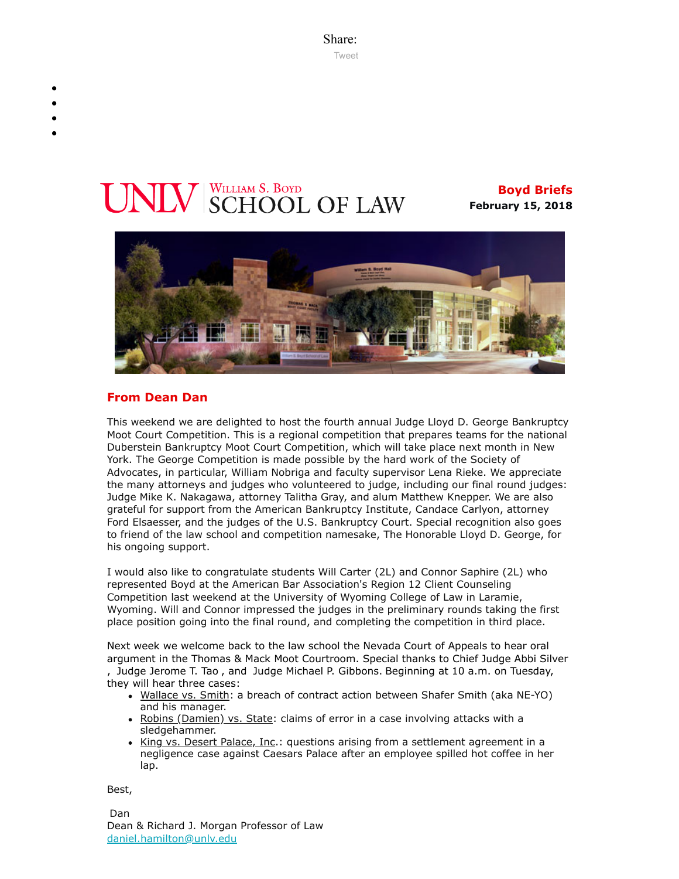Share:

Tweet

UNLV William S. Boyd School of Law

**Boyd Briefs**
**February 15, 2018**

## From Dean Dan

This weekend we are delighted to host the fourth annual Judge Lloyd D. George Bankruptcy Moot Court Competition. This is a regional competition that prepares teams for the national Duberstein Bankruptcy Moot Court Competition, which will take place next month in New York. The George Competition is made possible by the hard work of the Society of Advocates, in particular, William Nobriga and faculty supervisor Lena Rieke. We appreciate the many attorneys and judges who volunteered to judge, including our final round judges: Judge Mike K. Nakagawa, attorney Talitha Gray, and alum Matthew Knepper. We are also grateful for support from the American Bankruptcy Institute, Candace Carlyon, attorney Ford Elsaesser, and the judges of the U.S. Bankruptcy Court. Special recognition also goes to friend of the law school and competition namesake, The Honorable Lloyd D. George, for his ongoing support.

I would also like to congratulate students Will Carter (2L) and Connor Saphire (2L) who represented Boyd at the American Bar Association's Region 12 Client Counseling Competition last weekend at the University of Wyoming College of Law in Laramie, Wyoming. Will and Connor impressed the judges in the preliminary rounds taking the first place position going into the final round, and completing the competition in third place.

Next week we welcome back to the law school the Nevada Court of Appeals to hear oral argument in the Thomas & Mack Moot Courtroom. Special thanks to Chief Judge Abbi Silver , Judge Jerome T. Tao , and Judge Michael P. Gibbons. Beginning at 10 a.m. on Tuesday, they will hear three cases:

- Wallace vs. Smith: a breach of contract action between Shafer Smith (aka NE-YO) and his manager.
- Robins (Damien) vs. State: claims of error in a case involving attacks with a sledgehammer.
- King vs. Desert Palace, Inc.: questions arising from a settlement agreement in a negligence case against Caesars Palace after an employee spilled hot coffee in her lap.

Best,

Dan
Dean & Richard J. Morgan Professor of Law
daniel.hamilton@unlv.edu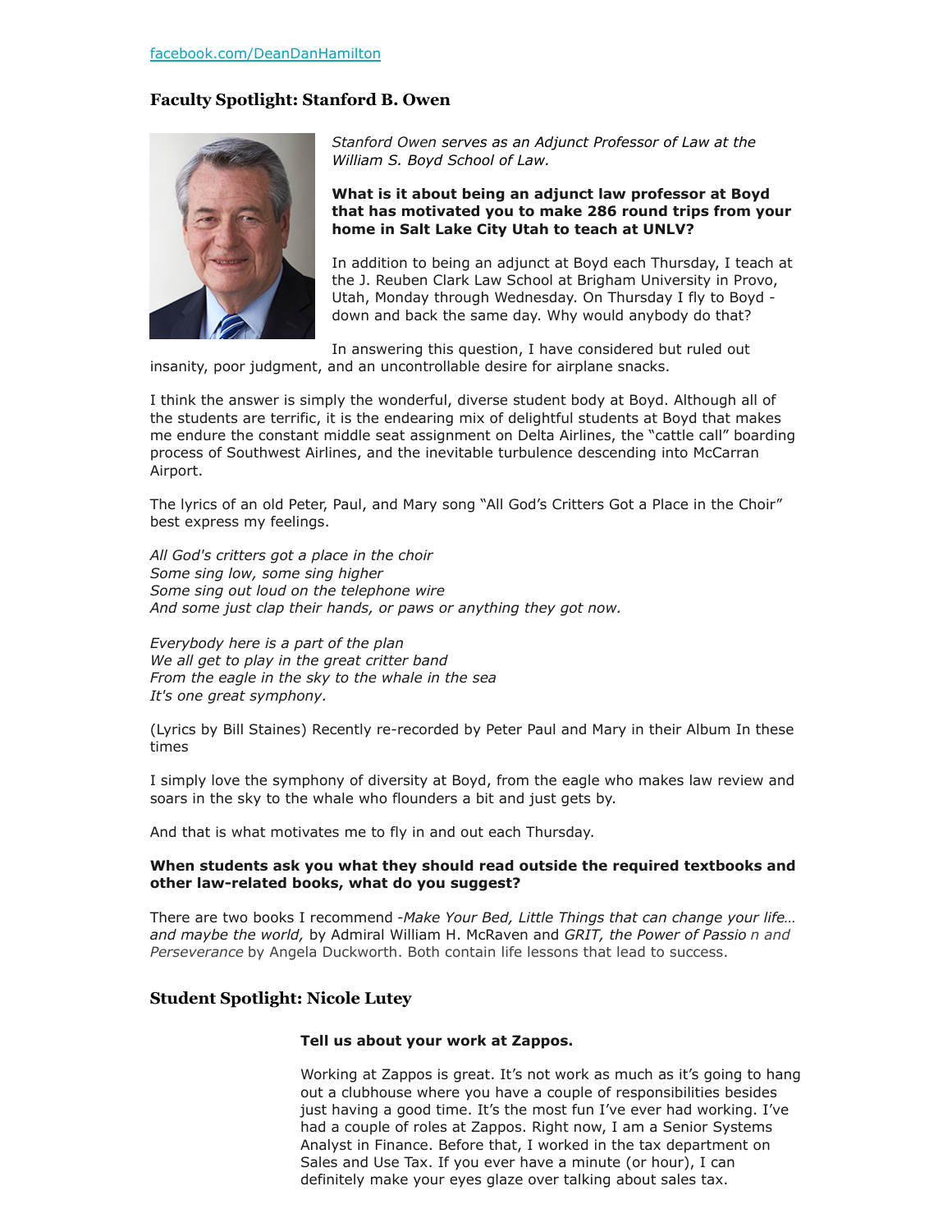facebook.com/DeanDanHamilton

### Faculty Spotlight: Stanford B. Owen

*Stanford Owen serves as an Adjunct Professor of Law at the William S. Boyd School of Law.*

**What is it about being an adjunct law professor at Boyd that has motivated you to make 286 round trips from your home in Salt Lake City Utah to teach at UNLV?**

In addition to being an adjunct at Boyd each Thursday, I teach at the J. Reuben Clark Law School at Brigham University in Provo, Utah, Monday through Wednesday. On Thursday I fly to Boyd - down and back the same day. Why would anybody do that?

In answering this question, I have considered but ruled out insanity, poor judgment, and an uncontrollable desire for airplane snacks.

I think the answer is simply the wonderful, diverse student body at Boyd. Although all of the students are terrific, it is the endearing mix of delightful students at Boyd that makes me endure the constant middle seat assignment on Delta Airlines, the "cattle call" boarding process of Southwest Airlines, and the inevitable turbulence descending into McCarran Airport.

The lyrics of an old Peter, Paul, and Mary song "All God's Critters Got a Place in the Choir" best express my feelings.

*All God's critters got a place in the choir*
*Some sing low, some sing higher*
*Some sing out loud on the telephone wire*
*And some just clap their hands, or paws or anything they got now.*

*Everybody here is a part of the plan*
*We all get to play in the great critter band*
*From the eagle in the sky to the whale in the sea*
*It's one great symphony.*

(Lyrics by Bill Staines) Recently re-recorded by Peter Paul and Mary in their Album In these times

I simply love the symphony of diversity at Boyd, from the eagle who makes law review and soars in the sky to the whale who flounders a bit and just gets by.

And that is what motivates me to fly in and out each Thursday.

**When students ask you what they should read outside the required textbooks and other law-related books, what do you suggest?**

There are two books I recommend -*Make Your Bed, Little Things that can change your life… and maybe the world,* by Admiral William H. McRaven and *GRIT, the Power of Passion and Perseverance* by Angela Duckworth. Both contain life lessons that lead to success.

### Student Spotlight: Nicole Lutey

**Tell us about your work at Zappos.**

Working at Zappos is great. It's not work as much as it's going to hang out a clubhouse where you have a couple of responsibilities besides just having a good time. It's the most fun I've ever had working. I've had a couple of roles at Zappos. Right now, I am a Senior Systems Analyst in Finance. Before that, I worked in the tax department on Sales and Use Tax. If you ever have a minute (or hour), I can definitely make your eyes glaze over talking about sales tax.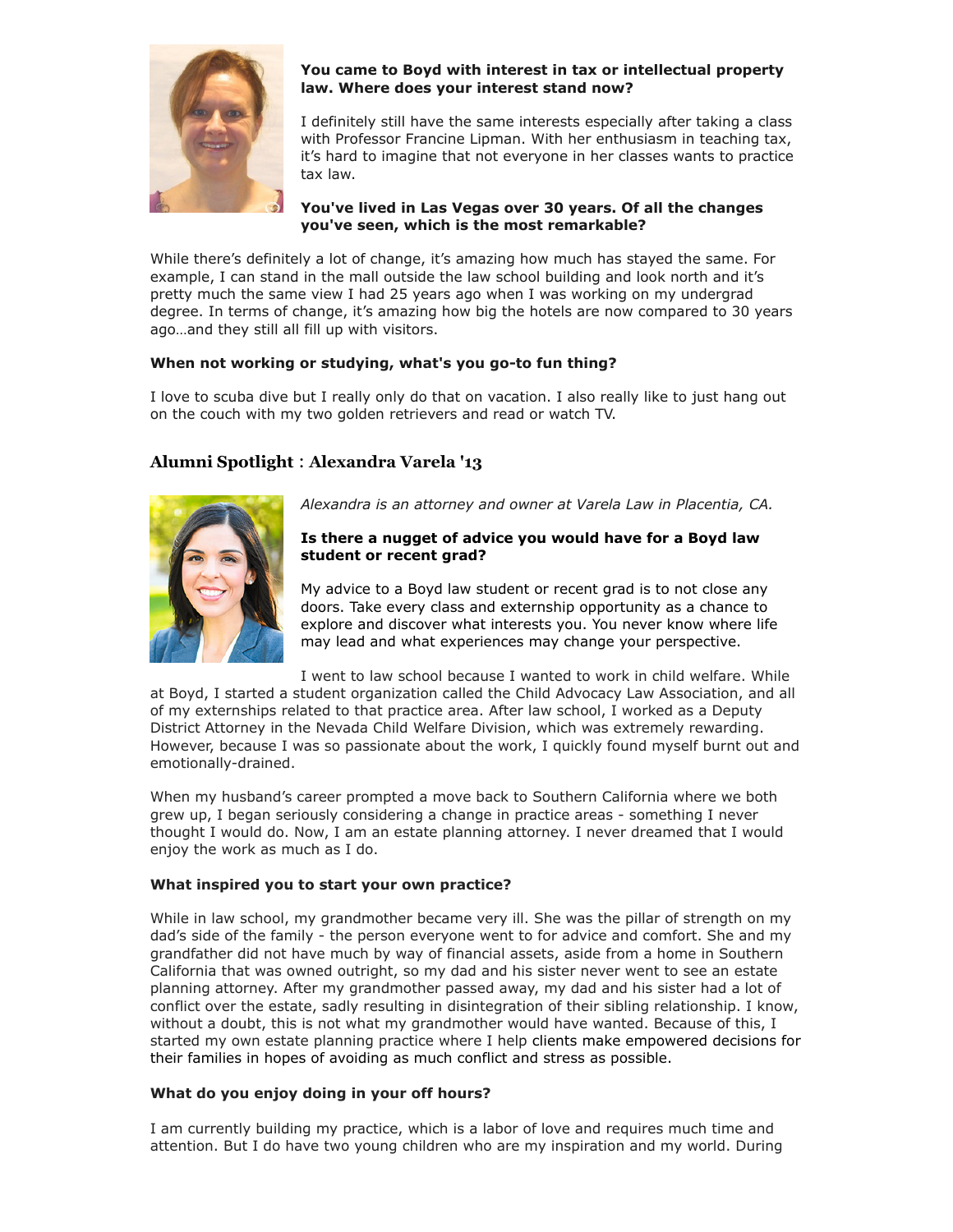**You came to Boyd with interest in tax or intellectual property law. Where does your interest stand now?**

I definitely still have the same interests especially after taking a class with Professor Francine Lipman. With her enthusiasm in teaching tax, it's hard to imagine that not everyone in her classes wants to practice tax law.

**You've lived in Las Vegas over 30 years. Of all the changes you've seen, which is the most remarkable?**

While there's definitely a lot of change, it's amazing how much has stayed the same. For example, I can stand in the mall outside the law school building and look north and it's pretty much the same view I had 25 years ago when I was working on my undergrad degree. In terms of change, it's amazing how big the hotels are now compared to 30 years ago…and they still all fill up with visitors.

**When not working or studying, what's you go-to fun thing?**

I love to scuba dive but I really only do that on vacation. I also really like to just hang out on the couch with my two golden retrievers and read or watch TV.

## Alumni Spotlight : Alexandra Varela '13

*Alexandra is an attorney and owner at Varela Law in Placentia, CA.*

**Is there a nugget of advice you would have for a Boyd law student or recent grad?**

My advice to a Boyd law student or recent grad is to not close any doors. Take every class and externship opportunity as a chance to explore and discover what interests you. You never know where life may lead and what experiences may change your perspective.

I went to law school because I wanted to work in child welfare. While at Boyd, I started a student organization called the Child Advocacy Law Association, and all of my externships related to that practice area. After law school, I worked as a Deputy District Attorney in the Nevada Child Welfare Division, which was extremely rewarding. However, because I was so passionate about the work, I quickly found myself burnt out and emotionally-drained.

When my husband's career prompted a move back to Southern California where we both grew up, I began seriously considering a change in practice areas - something I never thought I would do. Now, I am an estate planning attorney. I never dreamed that I would enjoy the work as much as I do.

**What inspired you to start your own practice?**

While in law school, my grandmother became very ill. She was the pillar of strength on my dad's side of the family - the person everyone went to for advice and comfort. She and my grandfather did not have much by way of financial assets, aside from a home in Southern California that was owned outright, so my dad and his sister never went to see an estate planning attorney. After my grandmother passed away, my dad and his sister had a lot of conflict over the estate, sadly resulting in disintegration of their sibling relationship. I know, without a doubt, this is not what my grandmother would have wanted. Because of this, I started my own estate planning practice where I help clients make empowered decisions for their families in hopes of avoiding as much conflict and stress as possible.

**What do you enjoy doing in your off hours?**

I am currently building my practice, which is a labor of love and requires much time and attention. But I do have two young children who are my inspiration and my world. During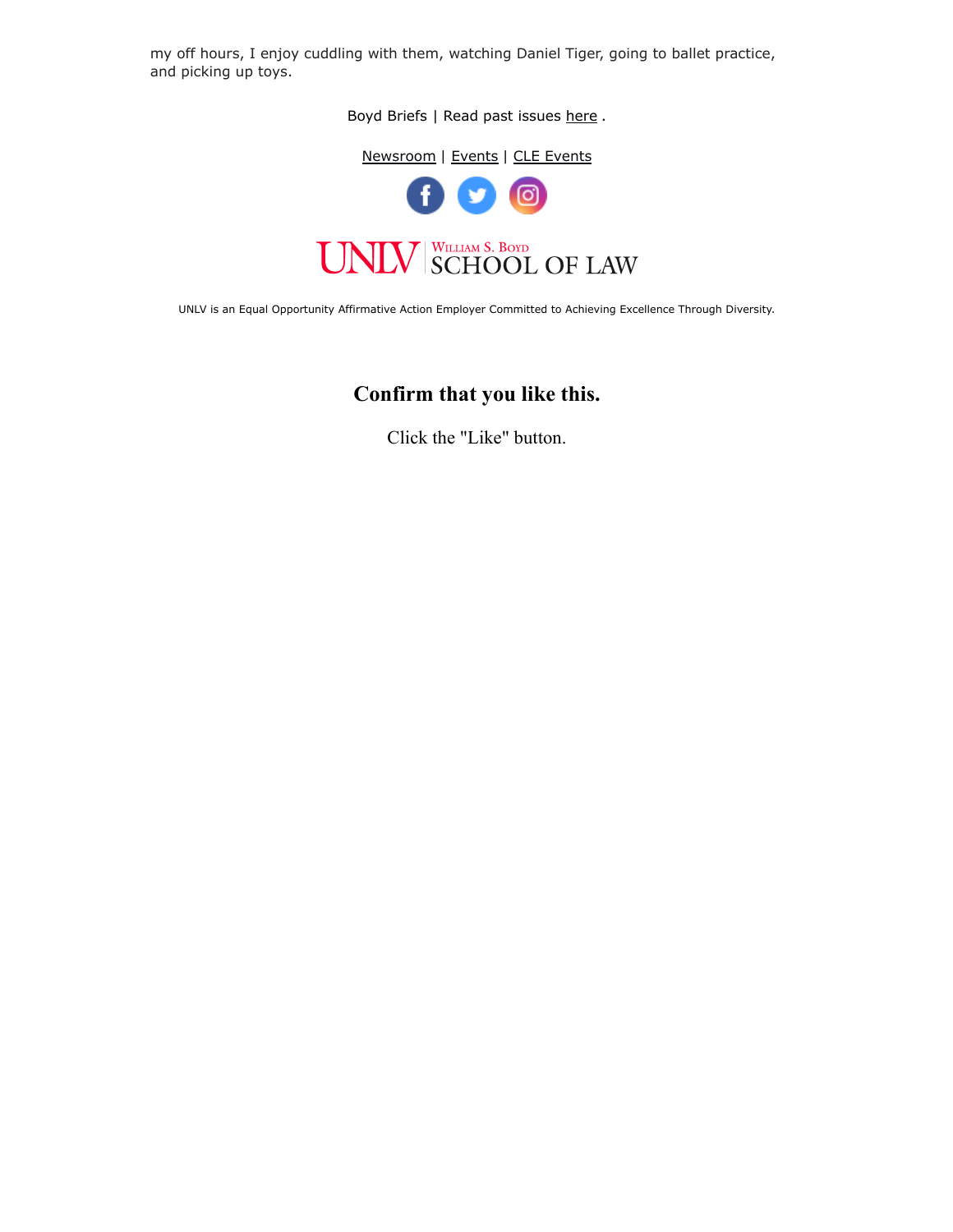my off hours, I enjoy cuddling with them, watching Daniel Tiger, going to ballet practice, and picking up toys.

Boyd Briefs | Read past issues here .

Newsroom | Events | CLE Events

UNLV | William S. Boyd SCHOOL OF LAW

UNLV is an Equal Opportunity Affirmative Action Employer Committed to Achieving Excellence Through Diversity.

## Confirm that you like this.

Click the "Like" button.